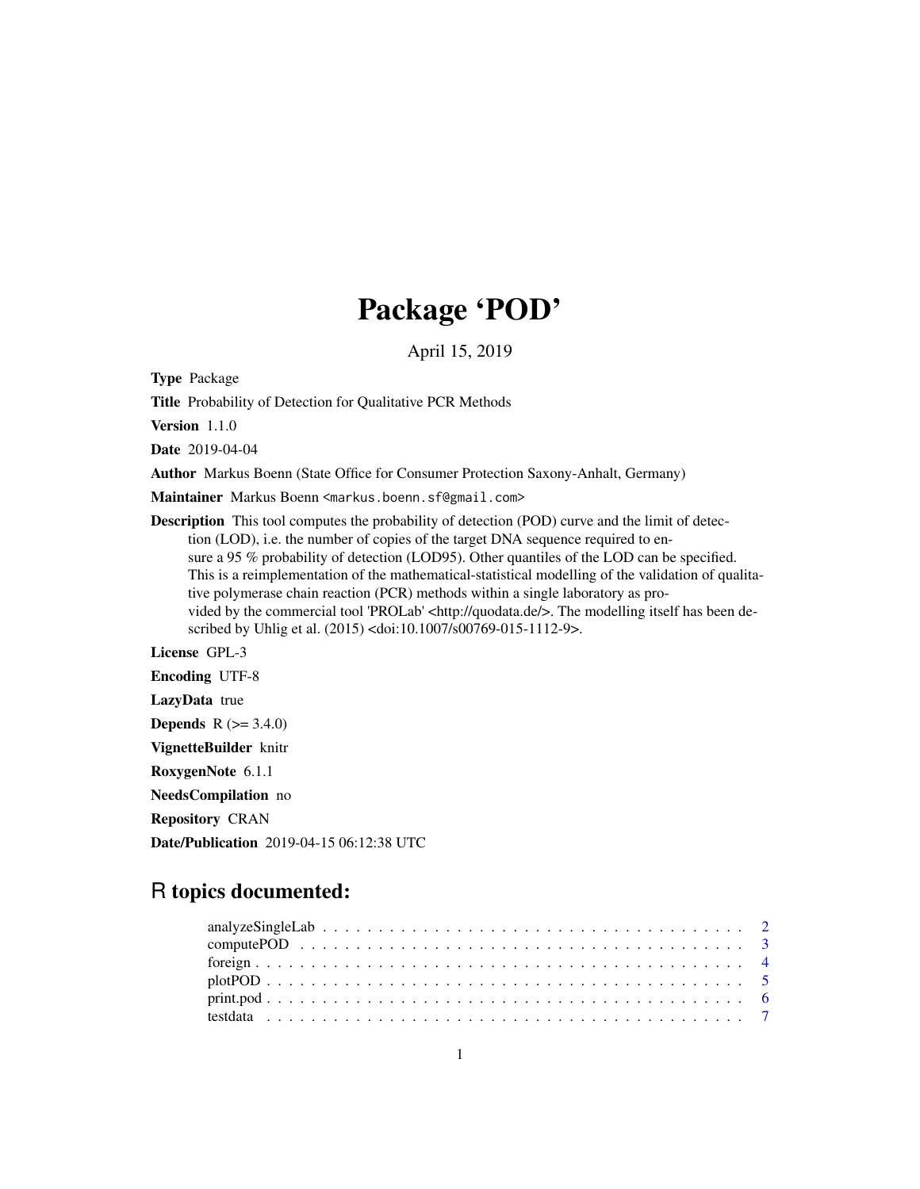# Package 'POD'

April 15, 2019

**Type** Package

**Title** Probability of Detection for Qualitative PCR Methods

**Version** 1.1.0

**Date** 2019-04-04

**Author** Markus Boenn (State Office for Consumer Protection Saxony-Anhalt, Germany)

**Maintainer** Markus Boenn <markus.boenn.sf@gmail.com>

**Description** This tool computes the probability of detection (POD) curve and the limit of detection (LOD), i.e. the number of copies of the target DNA sequence required to ensure a 95 % probability of detection (LOD95). Other quantiles of the LOD can be specified. This is a reimplementation of the mathematical-statistical modelling of the validation of qualitative polymerase chain reaction (PCR) methods within a single laboratory as provided by the commercial tool 'PROLab' <http://quodata.de/>. The modelling itself has been described by Uhlig et al. (2015) <doi:10.1007/s00769-015-1112-9>.

**License** GPL-3

**Encoding** UTF-8

**LazyData** true

**Depends** R (>= 3.4.0)

**VignetteBuilder** knitr

**RoxygenNote** 6.1.1

**NeedsCompilation** no

**Repository** CRAN

**Date/Publication** 2019-04-15 06:12:38 UTC

## R topics documented:

- analyzeSingleLab . . . . . . . . . . . . . . . . . . . . . . . . . . . . . . . . . . . . . . 2
- computePOD . . . . . . . . . . . . . . . . . . . . . . . . . . . . . . . . . . . . . . . . . 3
- foreign . . . . . . . . . . . . . . . . . . . . . . . . . . . . . . . . . . . . . . . . . . . . 4
- plotPOD . . . . . . . . . . . . . . . . . . . . . . . . . . . . . . . . . . . . . . . . . . . 5
- print.pod . . . . . . . . . . . . . . . . . . . . . . . . . . . . . . . . . . . . . . . . . . . 6
- testdata . . . . . . . . . . . . . . . . . . . . . . . . . . . . . . . . . . . . . . . . . . . 7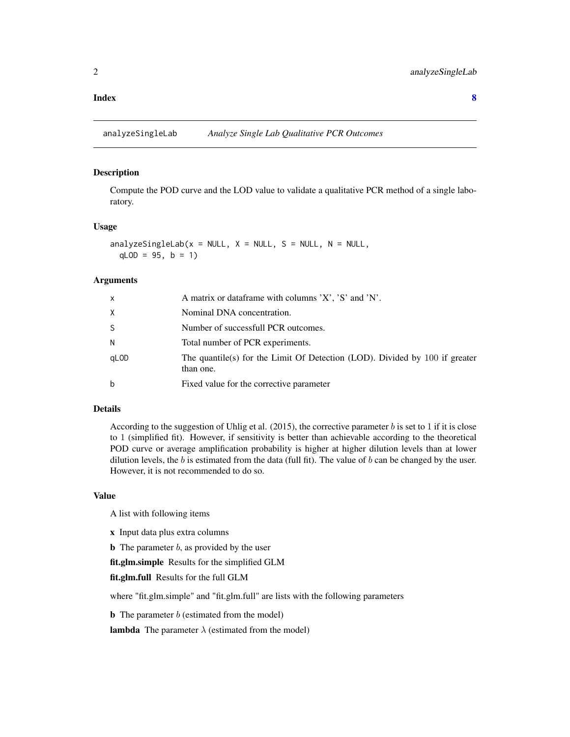**Index** **8**

---

## analyzeSingleLab *Analyze Single Lab Qualitative PCR Outcomes*

---

### Description

Compute the POD curve and the LOD value to validate a qualitative PCR method of a single laboratory.

### Usage

```
analyzeSingleLab(x = NULL, X = NULL, S = NULL, N = NULL,
  qLOD = 95, b = 1)
```

### Arguments

| | |
|---|---|
| x | A matrix or dataframe with columns 'X', 'S' and 'N'. |
| X | Nominal DNA concentration. |
| S | Number of successfull PCR outcomes. |
| N | Total number of PCR experiments. |
| qLOD | The quantile(s) for the Limit Of Detection (LOD). Divided by 100 if greater than one. |
| b | Fixed value for the corrective parameter |

### Details

According to the suggestion of Uhlig et al. (2015), the corrective parameter $b$ is set to 1 if it is close to 1 (simplified fit). However, if sensitivity is better than achievable according to the theoretical POD curve or average amplification probability is higher at higher dilution levels than at lower dilution levels, the $b$ is estimated from the data (full fit). The value of $b$ can be changed by the user. However, it is not recommended to do so.

### Value

A list with following items

**x** Input data plus extra columns

**b** The parameter $b$, as provided by the user

**fit.glm.simple** Results for the simplified GLM

**fit.glm.full** Results for the full GLM

where "fit.glm.simple" and "fit.glm.full" are lists with the following parameters

**b** The parameter $b$ (estimated from the model)

**lambda** The parameter $\lambda$ (estimated from the model)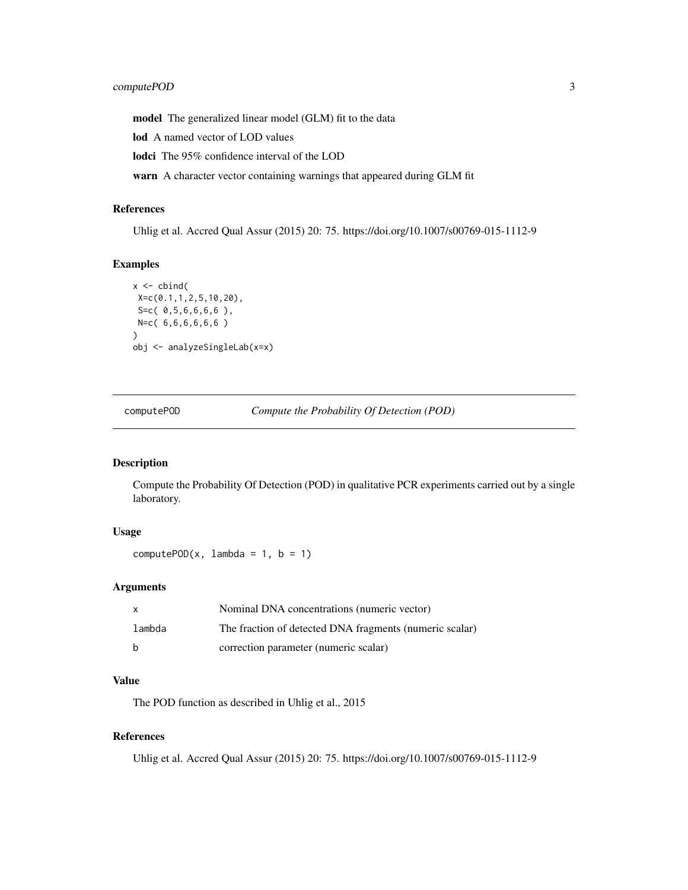**model** The generalized linear model (GLM) fit to the data

**lod** A named vector of LOD values

**lodci** The 95% confidence interval of the LOD

**warn** A character vector containing warnings that appeared during GLM fit

### References

Uhlig et al. Accred Qual Assur (2015) 20: 75. https://doi.org/10.1007/s00769-015-1112-9

### Examples

```
x <- cbind(
 X=c(0.1,1,2,5,10,20),
 S=c( 0,5,6,6,6,6 ),
 N=c( 6,6,6,6,6,6 )
)
obj <- analyzeSingleLab(x=x)
```

---

## computePOD — *Compute the Probability Of Detection (POD)*

### Description

Compute the Probability Of Detection (POD) in qualitative PCR experiments carried out by a single laboratory.

### Usage

```
computePOD(x, lambda = 1, b = 1)
```

### Arguments

| | |
|---|---|
| x | Nominal DNA concentrations (numeric vector) |
| lambda | The fraction of detected DNA fragments (numeric scalar) |
| b | correction parameter (numeric scalar) |

### Value

The POD function as described in Uhlig et al., 2015

### References

Uhlig et al. Accred Qual Assur (2015) 20: 75. https://doi.org/10.1007/s00769-015-1112-9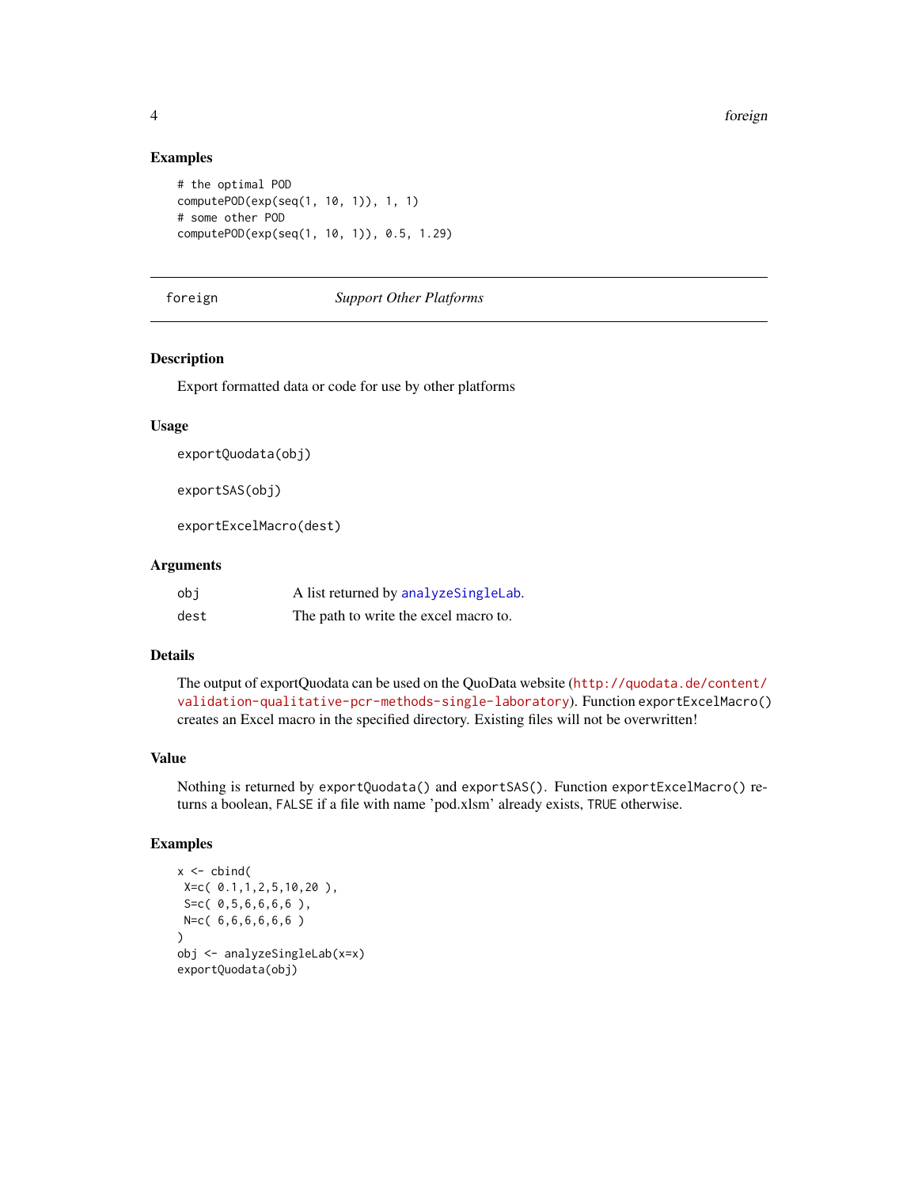### Examples

```
# the optimal POD
computePOD(exp(seq(1, 10, 1)), 1, 1)
# some other POD
computePOD(exp(seq(1, 10, 1)), 0.5, 1.29)
```

---

## foreign — *Support Other Platforms*

---

### Description

Export formatted data or code for use by other platforms

### Usage

```
exportQuodata(obj)

exportSAS(obj)

exportExcelMacro(dest)
```

### Arguments

| | |
|---|---|
| obj | A list returned by analyzeSingleLab. |
| dest | The path to write the excel macro to. |

### Details

The output of exportQuodata can be used on the QuoData website (http://quodata.de/content/validation-qualitative-pcr-methods-single-laboratory). Function `exportExcelMacro()` creates an Excel macro in the specified directory. Existing files will not be overwritten!

### Value

Nothing is returned by `exportQuodata()` and `exportSAS()`. Function `exportExcelMacro()` returns a boolean, `FALSE` if a file with name 'pod.xlsm' already exists, `TRUE` otherwise.

### Examples

```
x <- cbind(
 X=c( 0.1,1,2,5,10,20 ),
 S=c( 0,5,6,6,6,6 ),
 N=c( 6,6,6,6,6,6 )
)
obj <- analyzeSingleLab(x=x)
exportQuodata(obj)
```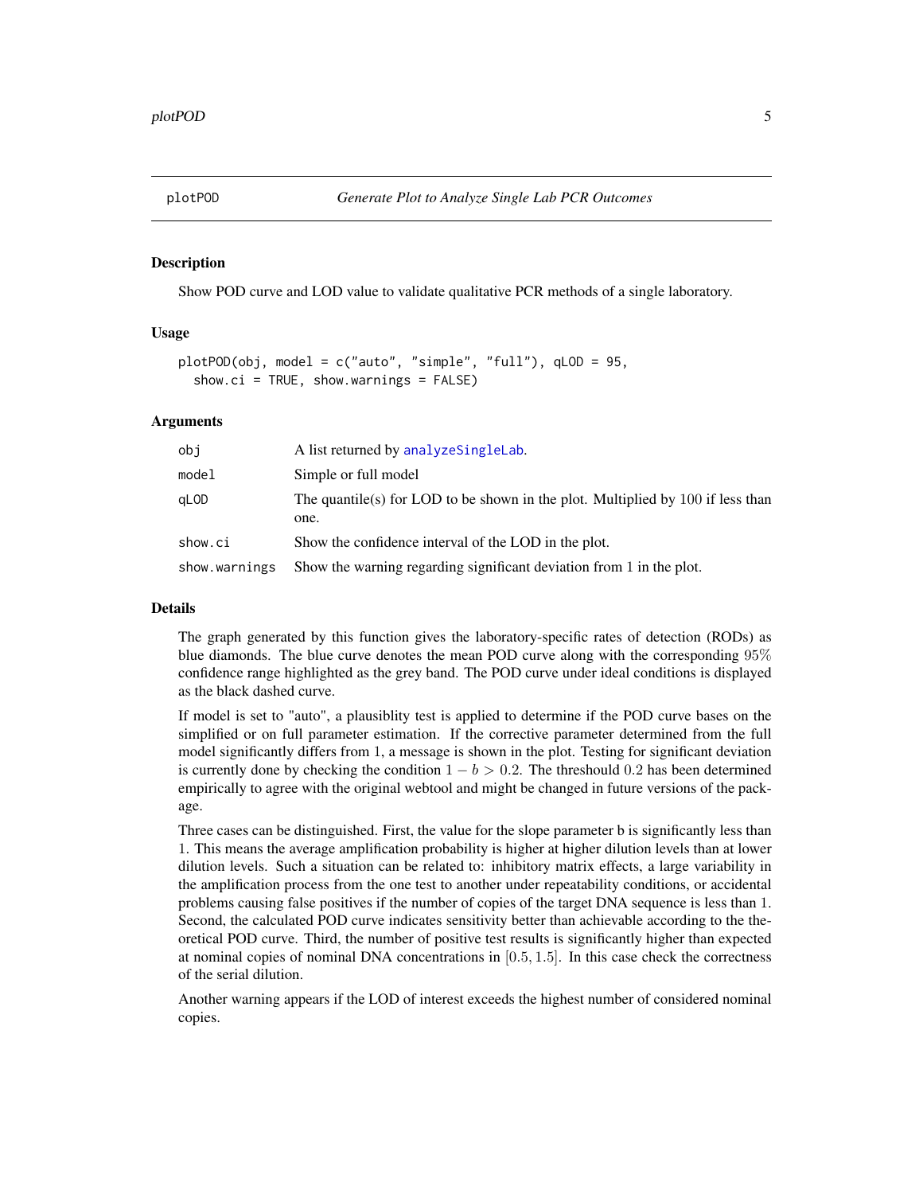# plotPOD — *Generate Plot to Analyze Single Lab PCR Outcomes*

## Description

Show POD curve and LOD value to validate qualitative PCR methods of a single laboratory.

## Usage

```
plotPOD(obj, model = c("auto", "simple", "full"), qLOD = 95,
  show.ci = TRUE, show.warnings = FALSE)
```

## Arguments

| | |
|---|---|
| obj | A list returned by analyzeSingleLab. |
| model | Simple or full model |
| qLOD | The quantile(s) for LOD to be shown in the plot. Multiplied by 100 if less than one. |
| show.ci | Show the confidence interval of the LOD in the plot. |
| show.warnings | Show the warning regarding significant deviation from 1 in the plot. |

## Details

The graph generated by this function gives the laboratory-specific rates of detection (RODs) as blue diamonds. The blue curve denotes the mean POD curve along with the corresponding 95% confidence range highlighted as the grey band. The POD curve under ideal conditions is displayed as the black dashed curve.

If model is set to "auto", a plausiblity test is applied to determine if the POD curve bases on the simplified or on full parameter estimation. If the corrective parameter determined from the full model significantly differs from 1, a message is shown in the plot. Testing for significant deviation is currently done by checking the condition $1 - b > 0.2$. The threshould $0.2$ has been determined empirically to agree with the original webtool and might be changed in future versions of the package.

Three cases can be distinguished. First, the value for the slope parameter b is significantly less than 1. This means the average amplification probability is higher at higher dilution levels than at lower dilution levels. Such a situation can be related to: inhibitory matrix effects, a large variability in the amplification process from the one test to another under repeatability conditions, or accidental problems causing false positives if the number of copies of the target DNA sequence is less than 1. Second, the calculated POD curve indicates sensitivity better than achievable according to the theoretical POD curve. Third, the number of positive test results is significantly higher than expected at nominal copies of nominal DNA concentrations in $[0.5, 1.5]$. In this case check the correctness of the serial dilution.

Another warning appears if the LOD of interest exceeds the highest number of considered nominal copies.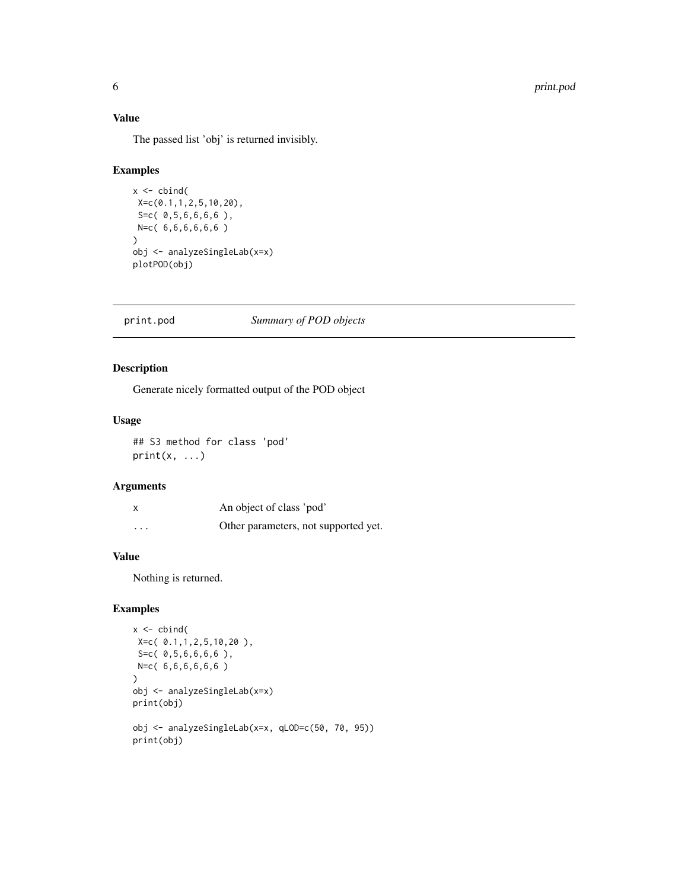### Value

The passed list 'obj' is returned invisibly.

### Examples

```
x <- cbind(
 X=c(0.1,1,2,5,10,20),
 S=c( 0,5,6,6,6,6 ),
 N=c( 6,6,6,6,6,6 )
)
obj <- analyzeSingleLab(x=x)
plotPOD(obj)
```

---

## print.pod &emsp; *Summary of POD objects*

### Description

Generate nicely formatted output of the POD object

### Usage

```
## S3 method for class 'pod'
print(x, ...)
```

### Arguments

| | |
|---|---|
| x | An object of class 'pod' |
| ... | Other parameters, not supported yet. |

### Value

Nothing is returned.

### Examples

```
x <- cbind(
 X=c( 0.1,1,2,5,10,20 ),
 S=c( 0,5,6,6,6,6 ),
 N=c( 6,6,6,6,6,6 )
)
obj <- analyzeSingleLab(x=x)
print(obj)

obj <- analyzeSingleLab(x=x, qLOD=c(50, 70, 95))
print(obj)
```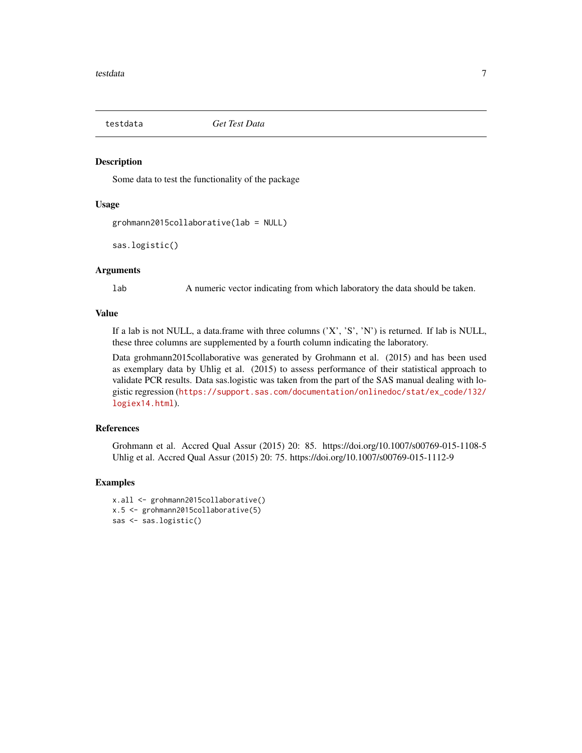## testdata — *Get Test Data*

### Description

Some data to test the functionality of the package

### Usage

```
grohmann2015collaborative(lab = NULL)

sas.logistic()
```

### Arguments

| | |
|---|---|
| `lab` | A numeric vector indicating from which laboratory the data should be taken. |

### Value

If a lab is not NULL, a data.frame with three columns ('X', 'S', 'N') is returned. If lab is NULL, these three columns are supplemented by a fourth column indicating the laboratory.

Data grohmann2015collaborative was generated by Grohmann et al. (2015) and has been used as exemplary data by Uhlig et al. (2015) to assess performance of their statistical approach to validate PCR results. Data sas.logistic was taken from the part of the SAS manual dealing with logistic regression (https://support.sas.com/documentation/onlinedoc/stat/ex_code/132/logiex14.html).

### References

Grohmann et al. Accred Qual Assur (2015) 20: 85. https://doi.org/10.1007/s00769-015-1108-5
Uhlig et al. Accred Qual Assur (2015) 20: 75. https://doi.org/10.1007/s00769-015-1112-9

### Examples

```
x.all <- grohmann2015collaborative()
x.5 <- grohmann2015collaborative(5)
sas <- sas.logistic()
```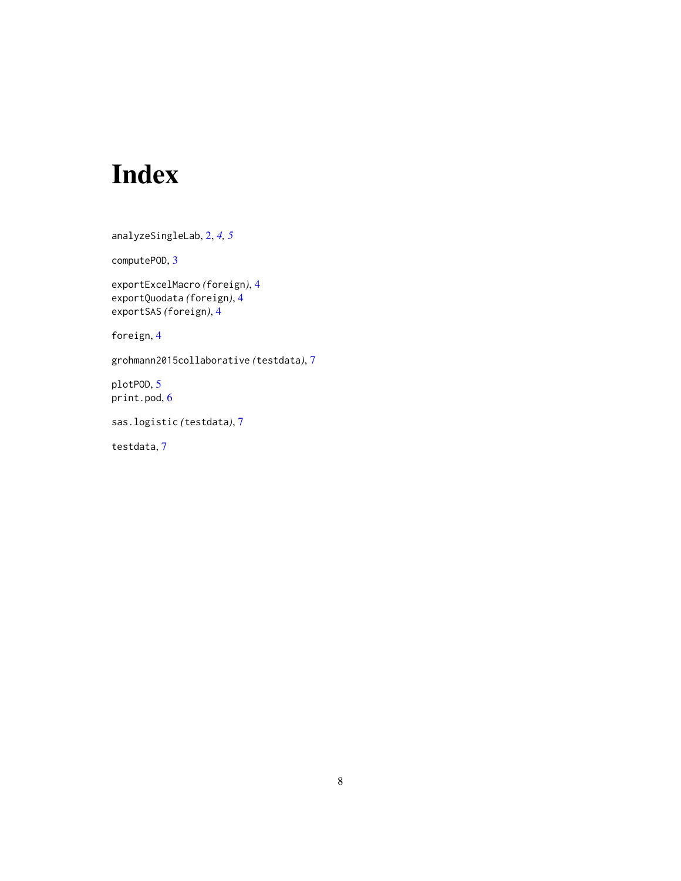# Index

analyzeSingleLab, 2, *4, 5*

computePOD, 3

exportExcelMacro *(*foreign*)*, 4
exportQuodata *(*foreign*)*, 4
exportSAS *(*foreign*)*, 4

foreign, 4

grohmann2015collaborative *(*testdata*)*, 7

plotPOD, 5
print.pod, 6

sas.logistic *(*testdata*)*, 7

testdata, 7